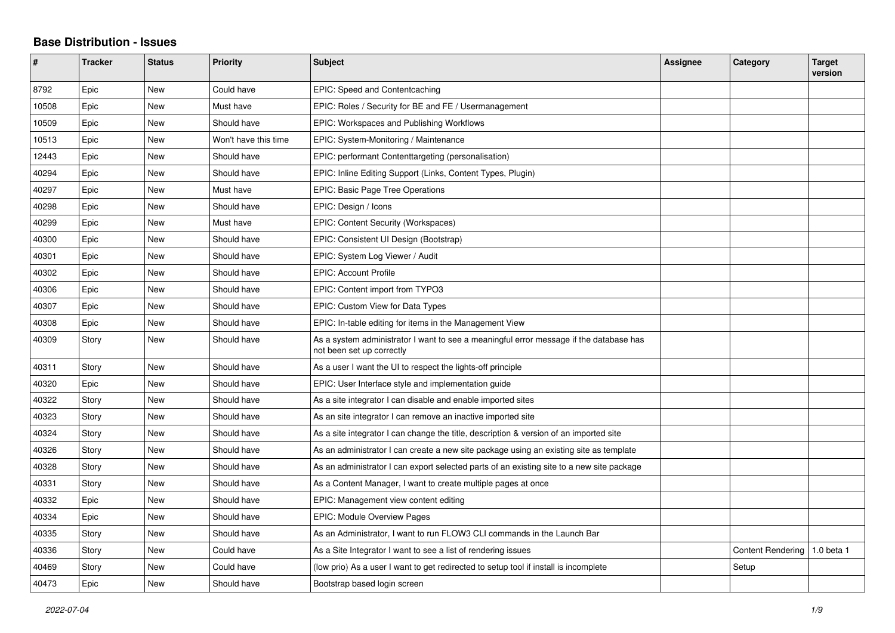# Base Distribution - Issues

| # | Tracker | Status | Priority | Subject | Assignee | Category | Target version |
|---|---|---|---|---|---|---|---|
| 8792 | Epic | New | Could have | EPIC: Speed and Contentcaching | | | |
| 10508 | Epic | New | Must have | EPIC: Roles / Security for BE and FE / Usermanagement | | | |
| 10509 | Epic | New | Should have | EPIC: Workspaces and Publishing Workflows | | | |
| 10513 | Epic | New | Won't have this time | EPIC: System-Monitoring / Maintenance | | | |
| 12443 | Epic | New | Should have | EPIC: performant Contenttargeting (personalisation) | | | |
| 40294 | Epic | New | Should have | EPIC: Inline Editing Support (Links, Content Types, Plugin) | | | |
| 40297 | Epic | New | Must have | EPIC: Basic Page Tree Operations | | | |
| 40298 | Epic | New | Should have | EPIC: Design / Icons | | | |
| 40299 | Epic | New | Must have | EPIC: Content Security (Workspaces) | | | |
| 40300 | Epic | New | Should have | EPIC: Consistent UI Design (Bootstrap) | | | |
| 40301 | Epic | New | Should have | EPIC: System Log Viewer / Audit | | | |
| 40302 | Epic | New | Should have | EPIC: Account Profile | | | |
| 40306 | Epic | New | Should have | EPIC: Content import from TYPO3 | | | |
| 40307 | Epic | New | Should have | EPIC: Custom View for Data Types | | | |
| 40308 | Epic | New | Should have | EPIC: In-table editing for items in the Management View | | | |
| 40309 | Story | New | Should have | As a system administrator I want to see a meaningful error message if the database has not been set up correctly | | | |
| 40311 | Story | New | Should have | As a user I want the UI to respect the lights-off principle | | | |
| 40320 | Epic | New | Should have | EPIC: User Interface style and implementation guide | | | |
| 40322 | Story | New | Should have | As a site integrator I can disable and enable imported sites | | | |
| 40323 | Story | New | Should have | As an site integrator I can remove an inactive imported site | | | |
| 40324 | Story | New | Should have | As a site integrator I can change the title, description & version of an imported site | | | |
| 40326 | Story | New | Should have | As an administrator I can create a new site package using an existing site as template | | | |
| 40328 | Story | New | Should have | As an administrator I can export selected parts of an existing site to a new site package | | | |
| 40331 | Story | New | Should have | As a Content Manager, I want to create multiple pages at once | | | |
| 40332 | Epic | New | Should have | EPIC: Management view content editing | | | |
| 40334 | Epic | New | Should have | EPIC: Module Overview Pages | | | |
| 40335 | Story | New | Should have | As an Administrator, I want to run FLOW3 CLI commands in the Launch Bar | | | |
| 40336 | Story | New | Could have | As a Site Integrator I want to see a list of rendering issues | | Content Rendering | 1.0 beta 1 |
| 40469 | Story | New | Could have | (low prio) As a user I want to get redirected to setup tool if install is incomplete | | Setup | |
| 40473 | Epic | New | Should have | Bootstrap based login screen | | | |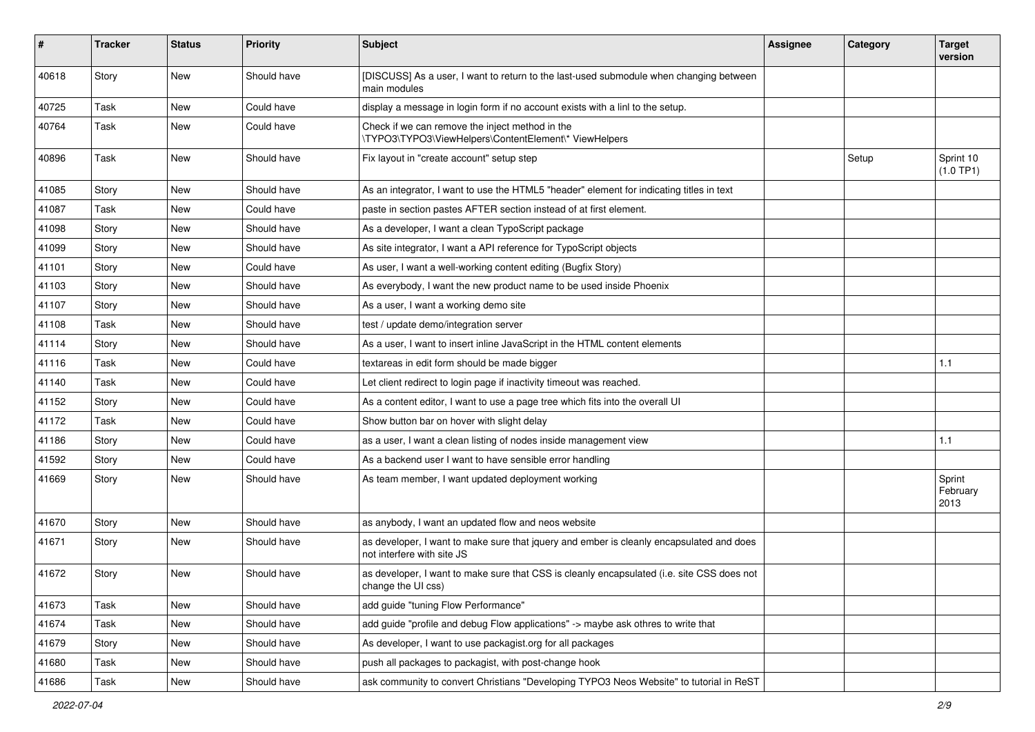| # | Tracker | Status | Priority | Subject | Assignee | Category | Target version |
|---|---|---|---|---|---|---|---|
| 40618 | Story | New | Should have | [DISCUSS] As a user, I want to return to the last-used submodule when changing between main modules | | | |
| 40725 | Task | New | Could have | display a message in login form if no account exists with a linl to the setup. | | | |
| 40764 | Task | New | Could have | Check if we can remove the inject method in the \TYPO3\TYPO3\ViewHelpers\ContentElement\* ViewHelpers | | | |
| 40896 | Task | New | Should have | Fix layout in "create account" setup step | | Setup | Sprint 10 (1.0 TP1) |
| 41085 | Story | New | Should have | As an integrator, I want to use the HTML5 "header" element for indicating titles in text | | | |
| 41087 | Task | New | Could have | paste in section pastes AFTER section instead of at first element. | | | |
| 41098 | Story | New | Should have | As a developer, I want a clean TypoScript package | | | |
| 41099 | Story | New | Should have | As site integrator, I want a API reference for TypoScript objects | | | |
| 41101 | Story | New | Could have | As user, I want a well-working content editing (Bugfix Story) | | | |
| 41103 | Story | New | Should have | As everybody, I want the new product name to be used inside Phoenix | | | |
| 41107 | Story | New | Should have | As a user, I want a working demo site | | | |
| 41108 | Task | New | Should have | test / update demo/integration server | | | |
| 41114 | Story | New | Should have | As a user, I want to insert inline JavaScript in the HTML content elements | | | |
| 41116 | Task | New | Could have | textareas in edit form should be made bigger | | | 1.1 |
| 41140 | Task | New | Could have | Let client redirect to login page if inactivity timeout was reached. | | | |
| 41152 | Story | New | Could have | As a content editor, I want to use a page tree which fits into the overall UI | | | |
| 41172 | Task | New | Could have | Show button bar on hover with slight delay | | | |
| 41186 | Story | New | Could have | as a user, I want a clean listing of nodes inside management view | | | 1.1 |
| 41592 | Story | New | Could have | As a backend user I want to have sensible error handling | | | |
| 41669 | Story | New | Should have | As team member, I want updated deployment working | | | Sprint February 2013 |
| 41670 | Story | New | Should have | as anybody, I want an updated flow and neos website | | | |
| 41671 | Story | New | Should have | as developer, I want to make sure that jquery and ember is cleanly encapsulated and does not interfere with site JS | | | |
| 41672 | Story | New | Should have | as developer, I want to make sure that CSS is cleanly encapsulated (i.e. site CSS does not change the UI css) | | | |
| 41673 | Task | New | Should have | add guide "tuning Flow Performance" | | | |
| 41674 | Task | New | Should have | add guide "profile and debug Flow applications" -> maybe ask othres to write that | | | |
| 41679 | Story | New | Should have | As developer, I want to use packagist.org for all packages | | | |
| 41680 | Task | New | Should have | push all packages to packagist, with post-change hook | | | |
| 41686 | Task | New | Should have | ask community to convert Christians "Developing TYPO3 Neos Website" to tutorial in ReST | | | |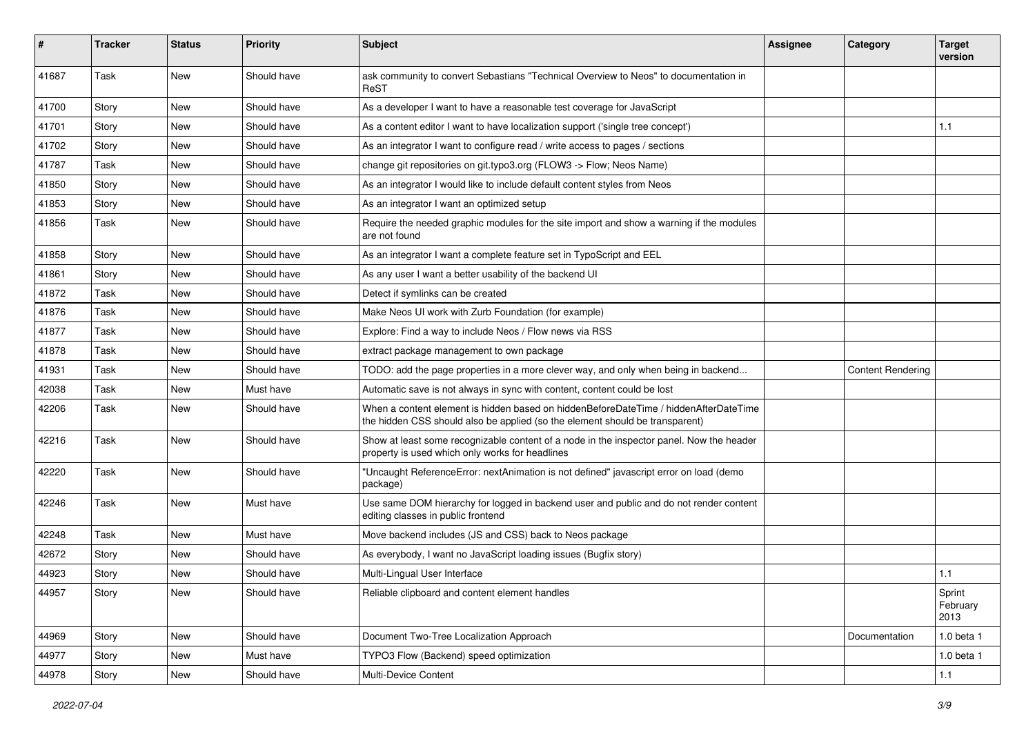| # | Tracker | Status | Priority | Subject | Assignee | Category | Target version |
|---|---|---|---|---|---|---|---|
| 41687 | Task | New | Should have | ask community to convert Sebastians "Technical Overview to Neos" to documentation in ReST | | | |
| 41700 | Story | New | Should have | As a developer I want to have a reasonable test coverage for JavaScript | | | |
| 41701 | Story | New | Should have | As a content editor I want to have localization support ('single tree concept') | | | 1.1 |
| 41702 | Story | New | Should have | As an integrator I want to configure read / write access to pages / sections | | | |
| 41787 | Task | New | Should have | change git repositories on git.typo3.org (FLOW3 -> Flow; Neos Name) | | | |
| 41850 | Story | New | Should have | As an integrator I would like to include default content styles from Neos | | | |
| 41853 | Story | New | Should have | As an integrator I want an optimized setup | | | |
| 41856 | Task | New | Should have | Require the needed graphic modules for the site import and show a warning if the modules are not found | | | |
| 41858 | Story | New | Should have | As an integrator I want a complete feature set in TypoScript and EEL | | | |
| 41861 | Story | New | Should have | As any user I want a better usability of the backend UI | | | |
| 41872 | Task | New | Should have | Detect if symlinks can be created | | | |
| 41876 | Task | New | Should have | Make Neos UI work with Zurb Foundation (for example) | | | |
| 41877 | Task | New | Should have | Explore: Find a way to include Neos / Flow news via RSS | | | |
| 41878 | Task | New | Should have | extract package management to own package | | | |
| 41931 | Task | New | Should have | TODO: add the page properties in a more clever way, and only when being in backend... | | Content Rendering | |
| 42038 | Task | New | Must have | Automatic save is not always in sync with content, content could be lost | | | |
| 42206 | Task | New | Should have | When a content element is hidden based on hiddenBeforeDateTime / hiddenAfterDateTime the hidden CSS should also be applied (so the element should be transparent) | | | |
| 42216 | Task | New | Should have | Show at least some recognizable content of a node in the inspector panel. Now the header property is used which only works for headlines | | | |
| 42220 | Task | New | Should have | "Uncaught ReferenceError: nextAnimation is not defined" javascript error on load (demo package) | | | |
| 42246 | Task | New | Must have | Use same DOM hierarchy for logged in backend user and public and do not render content editing classes in public frontend | | | |
| 42248 | Task | New | Must have | Move backend includes (JS and CSS) back to Neos package | | | |
| 42672 | Story | New | Should have | As everybody, I want no JavaScript loading issues (Bugfix story) | | | |
| 44923 | Story | New | Should have | Multi-Lingual User Interface | | | 1.1 |
| 44957 | Story | New | Should have | Reliable clipboard and content element handles | | | Sprint February 2013 |
| 44969 | Story | New | Should have | Document Two-Tree Localization Approach | | Documentation | 1.0 beta 1 |
| 44977 | Story | New | Must have | TYPO3 Flow (Backend) speed optimization | | | 1.0 beta 1 |
| 44978 | Story | New | Should have | Multi-Device Content | | | 1.1 |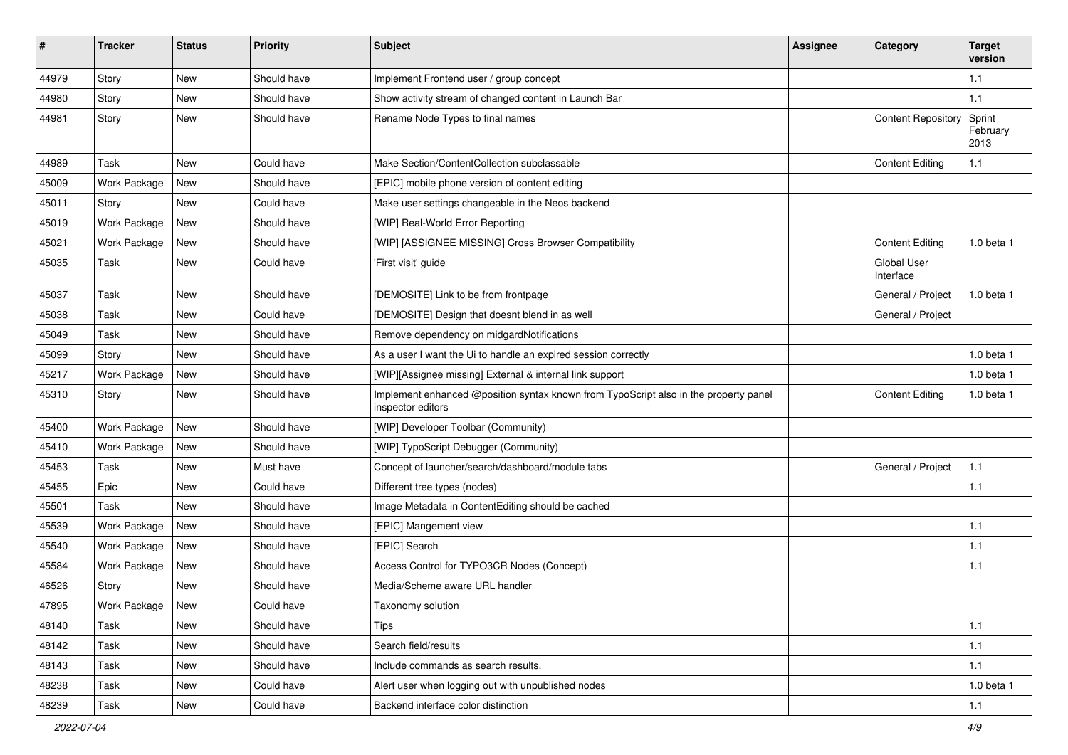| # | Tracker | Status | Priority | Subject | Assignee | Category | Target version |
|---|---|---|---|---|---|---|---|
| 44979 | Story | New | Should have | Implement Frontend user / group concept | | | 1.1 |
| 44980 | Story | New | Should have | Show activity stream of changed content in Launch Bar | | | 1.1 |
| 44981 | Story | New | Should have | Rename Node Types to final names | | Content Repository | Sprint February 2013 |
| 44989 | Task | New | Could have | Make Section/ContentCollection subclassable | | Content Editing | 1.1 |
| 45009 | Work Package | New | Should have | [EPIC] mobile phone version of content editing | | | |
| 45011 | Story | New | Could have | Make user settings changeable in the Neos backend | | | |
| 45019 | Work Package | New | Should have | [WIP] Real-World Error Reporting | | | |
| 45021 | Work Package | New | Should have | [WIP] [ASSIGNEE MISSING] Cross Browser Compatibility | | Content Editing | 1.0 beta 1 |
| 45035 | Task | New | Could have | 'First visit' guide | | Global User Interface | |
| 45037 | Task | New | Should have | [DEMOSITE] Link to be from frontpage | | General / Project | 1.0 beta 1 |
| 45038 | Task | New | Could have | [DEMOSITE] Design that doesnt blend in as well | | General / Project | |
| 45049 | Task | New | Should have | Remove dependency on midgardNotifications | | | |
| 45099 | Story | New | Should have | As a user I want the Ui to handle an expired session correctly | | | 1.0 beta 1 |
| 45217 | Work Package | New | Should have | [WIP][Assignee missing] External & internal link support | | | 1.0 beta 1 |
| 45310 | Story | New | Should have | Implement enhanced @position syntax known from TypoScript also in the property panel inspector editors | | Content Editing | 1.0 beta 1 |
| 45400 | Work Package | New | Should have | [WIP] Developer Toolbar (Community) | | | |
| 45410 | Work Package | New | Should have | [WIP] TypoScript Debugger (Community) | | | |
| 45453 | Task | New | Must have | Concept of launcher/search/dashboard/module tabs | | General / Project | 1.1 |
| 45455 | Epic | New | Could have | Different tree types (nodes) | | | 1.1 |
| 45501 | Task | New | Should have | Image Metadata in ContentEditing should be cached | | | |
| 45539 | Work Package | New | Should have | [EPIC] Mangement view | | | 1.1 |
| 45540 | Work Package | New | Should have | [EPIC] Search | | | 1.1 |
| 45584 | Work Package | New | Should have | Access Control for TYPO3CR Nodes (Concept) | | | 1.1 |
| 46526 | Story | New | Should have | Media/Scheme aware URL handler | | | |
| 47895 | Work Package | New | Could have | Taxonomy solution | | | |
| 48140 | Task | New | Should have | Tips | | | 1.1 |
| 48142 | Task | New | Should have | Search field/results | | | 1.1 |
| 48143 | Task | New | Should have | Include commands as search results. | | | 1.1 |
| 48238 | Task | New | Could have | Alert user when logging out with unpublished nodes | | | 1.0 beta 1 |
| 48239 | Task | New | Could have | Backend interface color distinction | | | 1.1 |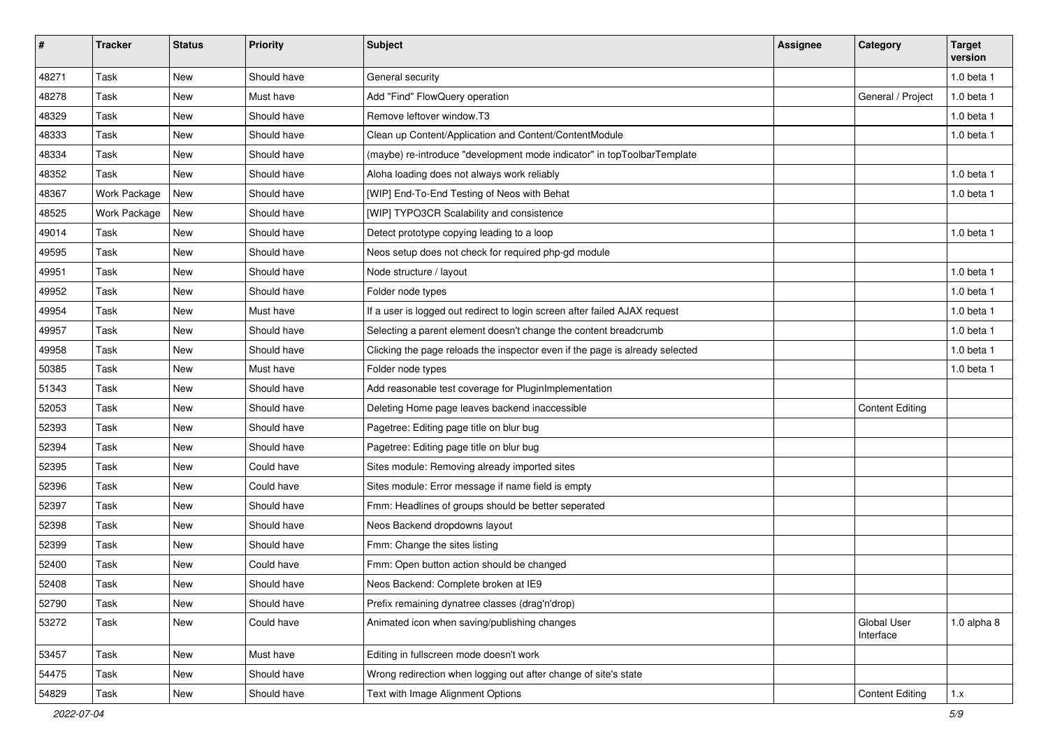| # | Tracker | Status | Priority | Subject | Assignee | Category | Target version |
|---|---|---|---|---|---|---|---|
| 48271 | Task | New | Should have | General security | | | 1.0 beta 1 |
| 48278 | Task | New | Must have | Add "Find" FlowQuery operation | | General / Project | 1.0 beta 1 |
| 48329 | Task | New | Should have | Remove leftover window.T3 | | | 1.0 beta 1 |
| 48333 | Task | New | Should have | Clean up Content/Application and Content/ContentModule | | | 1.0 beta 1 |
| 48334 | Task | New | Should have | (maybe) re-introduce "development mode indicator" in topToolbarTemplate | | | |
| 48352 | Task | New | Should have | Aloha loading does not always work reliably | | | 1.0 beta 1 |
| 48367 | Work Package | New | Should have | [WIP] End-To-End Testing of Neos with Behat | | | 1.0 beta 1 |
| 48525 | Work Package | New | Should have | [WIP] TYPO3CR Scalability and consistence | | | |
| 49014 | Task | New | Should have | Detect prototype copying leading to a loop | | | 1.0 beta 1 |
| 49595 | Task | New | Should have | Neos setup does not check for required php-gd module | | | |
| 49951 | Task | New | Should have | Node structure / layout | | | 1.0 beta 1 |
| 49952 | Task | New | Should have | Folder node types | | | 1.0 beta 1 |
| 49954 | Task | New | Must have | If a user is logged out redirect to login screen after failed AJAX request | | | 1.0 beta 1 |
| 49957 | Task | New | Should have | Selecting a parent element doesn't change the content breadcrumb | | | 1.0 beta 1 |
| 49958 | Task | New | Should have | Clicking the page reloads the inspector even if the page is already selected | | | 1.0 beta 1 |
| 50385 | Task | New | Must have | Folder node types | | | 1.0 beta 1 |
| 51343 | Task | New | Should have | Add reasonable test coverage for PluginImplementation | | | |
| 52053 | Task | New | Should have | Deleting Home page leaves backend inaccessible | | Content Editing | |
| 52393 | Task | New | Should have | Pagetree: Editing page title on blur bug | | | |
| 52394 | Task | New | Should have | Pagetree: Editing page title on blur bug | | | |
| 52395 | Task | New | Could have | Sites module: Removing already imported sites | | | |
| 52396 | Task | New | Could have | Sites module: Error message if name field is empty | | | |
| 52397 | Task | New | Should have | Fmm: Headlines of groups should be better seperated | | | |
| 52398 | Task | New | Should have | Neos Backend dropdowns layout | | | |
| 52399 | Task | New | Should have | Fmm: Change the sites listing | | | |
| 52400 | Task | New | Could have | Fmm: Open button action should be changed | | | |
| 52408 | Task | New | Should have | Neos Backend: Complete broken at IE9 | | | |
| 52790 | Task | New | Should have | Prefix remaining dynatree classes (drag'n'drop) | | | |
| 53272 | Task | New | Could have | Animated icon when saving/publishing changes | | Global User Interface | 1.0 alpha 8 |
| 53457 | Task | New | Must have | Editing in fullscreen mode doesn't work | | | |
| 54475 | Task | New | Should have | Wrong redirection when logging out after change of site's state | | | |
| 54829 | Task | New | Should have | Text with Image Alignment Options | | Content Editing | 1.x |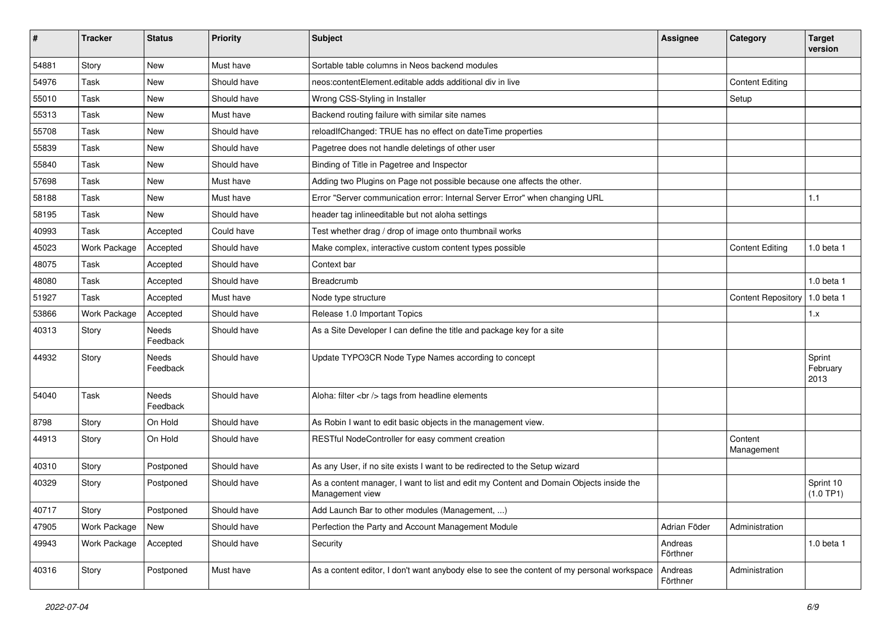| # | Tracker | Status | Priority | Subject | Assignee | Category | Target version |
|---|---|---|---|---|---|---|---|
| 54881 | Story | New | Must have | Sortable table columns in Neos backend modules | | | |
| 54976 | Task | New | Should have | neos:contentElement.editable adds additional div in live | | Content Editing | |
| 55010 | Task | New | Should have | Wrong CSS-Styling in Installer | | Setup | |
| 55313 | Task | New | Must have | Backend routing failure with similar site names | | | |
| 55708 | Task | New | Should have | reloadIfChanged: TRUE has no effect on dateTime properties | | | |
| 55839 | Task | New | Should have | Pagetree does not handle deletings of other user | | | |
| 55840 | Task | New | Should have | Binding of Title in Pagetree and Inspector | | | |
| 57698 | Task | New | Must have | Adding two Plugins on Page not possible because one affects the other. | | | |
| 58188 | Task | New | Must have | Error "Server communication error: Internal Server Error" when changing URL | | | 1.1 |
| 58195 | Task | New | Should have | header tag inlineeditable but not aloha settings | | | |
| 40993 | Task | Accepted | Could have | Test whether drag / drop of image onto thumbnail works | | | |
| 45023 | Work Package | Accepted | Should have | Make complex, interactive custom content types possible | | Content Editing | 1.0 beta 1 |
| 48075 | Task | Accepted | Should have | Context bar | | | |
| 48080 | Task | Accepted | Should have | Breadcrumb | | | 1.0 beta 1 |
| 51927 | Task | Accepted | Must have | Node type structure | | Content Repository | 1.0 beta 1 |
| 53866 | Work Package | Accepted | Should have | Release 1.0 Important Topics | | | 1.x |
| 40313 | Story | Needs Feedback | Should have | As a Site Developer I can define the title and package key for a site | | | |
| 44932 | Story | Needs Feedback | Should have | Update TYPO3CR Node Type Names according to concept | | | Sprint February 2013 |
| 54040 | Task | Needs Feedback | Should have | Aloha: filter <br /> tags from headline elements | | | |
| 8798 | Story | On Hold | Should have | As Robin I want to edit basic objects in the management view. | | | |
| 44913 | Story | On Hold | Should have | RESTful NodeController for easy comment creation | | Content Management | |
| 40310 | Story | Postponed | Should have | As any User, if no site exists I want to be redirected to the Setup wizard | | | |
| 40329 | Story | Postponed | Should have | As a content manager, I want to list and edit my Content and Domain Objects inside the Management view | | | Sprint 10 (1.0 TP1) |
| 40717 | Story | Postponed | Should have | Add Launch Bar to other modules (Management, ...) | | | |
| 47905 | Work Package | New | Should have | Perfection the Party and Account Management Module | Adrian Föder | Administration | |
| 49943 | Work Package | Accepted | Should have | Security | Andreas Förthner | | 1.0 beta 1 |
| 40316 | Story | Postponed | Must have | As a content editor, I don't want anybody else to see the content of my personal workspace | Andreas Förthner | Administration | |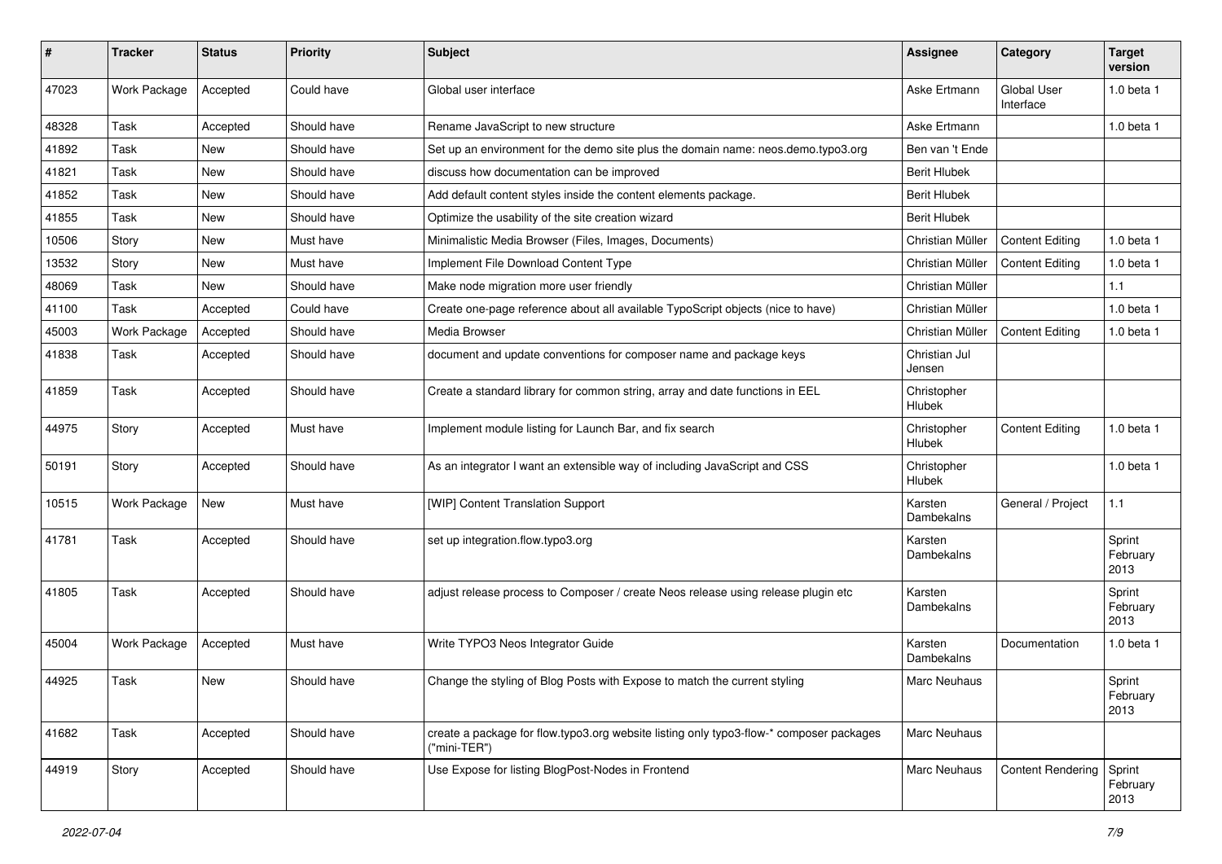| # | Tracker | Status | Priority | Subject | Assignee | Category | Target version |
|---|---|---|---|---|---|---|---|
| 47023 | Work Package | Accepted | Could have | Global user interface | Aske Ertmann | Global User Interface | 1.0 beta 1 |
| 48328 | Task | Accepted | Should have | Rename JavaScript to new structure | Aske Ertmann | | 1.0 beta 1 |
| 41892 | Task | New | Should have | Set up an environment for the demo site plus the domain name: neos.demo.typo3.org | Ben van 't Ende | | |
| 41821 | Task | New | Should have | discuss how documentation can be improved | Berit Hlubek | | |
| 41852 | Task | New | Should have | Add default content styles inside the content elements package. | Berit Hlubek | | |
| 41855 | Task | New | Should have | Optimize the usability of the site creation wizard | Berit Hlubek | | |
| 10506 | Story | New | Must have | Minimalistic Media Browser (Files, Images, Documents) | Christian Müller | Content Editing | 1.0 beta 1 |
| 13532 | Story | New | Must have | Implement File Download Content Type | Christian Müller | Content Editing | 1.0 beta 1 |
| 48069 | Task | New | Should have | Make node migration more user friendly | Christian Müller | | 1.1 |
| 41100 | Task | Accepted | Could have | Create one-page reference about all available TypoScript objects (nice to have) | Christian Müller | | 1.0 beta 1 |
| 45003 | Work Package | Accepted | Should have | Media Browser | Christian Müller | Content Editing | 1.0 beta 1 |
| 41838 | Task | Accepted | Should have | document and update conventions for composer name and package keys | Christian Jul Jensen | | |
| 41859 | Task | Accepted | Should have | Create a standard library for common string, array and date functions in EEL | Christopher Hlubek | | |
| 44975 | Story | Accepted | Must have | Implement module listing for Launch Bar, and fix search | Christopher Hlubek | Content Editing | 1.0 beta 1 |
| 50191 | Story | Accepted | Should have | As an integrator I want an extensible way of including JavaScript and CSS | Christopher Hlubek | | 1.0 beta 1 |
| 10515 | Work Package | New | Must have | [WIP] Content Translation Support | Karsten Dambekalns | General / Project | 1.1 |
| 41781 | Task | Accepted | Should have | set up integration.flow.typo3.org | Karsten Dambekalns | | Sprint February 2013 |
| 41805 | Task | Accepted | Should have | adjust release process to Composer / create Neos release using release plugin etc | Karsten Dambekalns | | Sprint February 2013 |
| 45004 | Work Package | Accepted | Must have | Write TYPO3 Neos Integrator Guide | Karsten Dambekalns | Documentation | 1.0 beta 1 |
| 44925 | Task | New | Should have | Change the styling of Blog Posts with Expose to match the current styling | Marc Neuhaus | | Sprint February 2013 |
| 41682 | Task | Accepted | Should have | create a package for flow.typo3.org website listing only typo3-flow-* composer packages ("mini-TER") | Marc Neuhaus | | |
| 44919 | Story | Accepted | Should have | Use Expose for listing BlogPost-Nodes in Frontend | Marc Neuhaus | Content Rendering | Sprint February 2013 |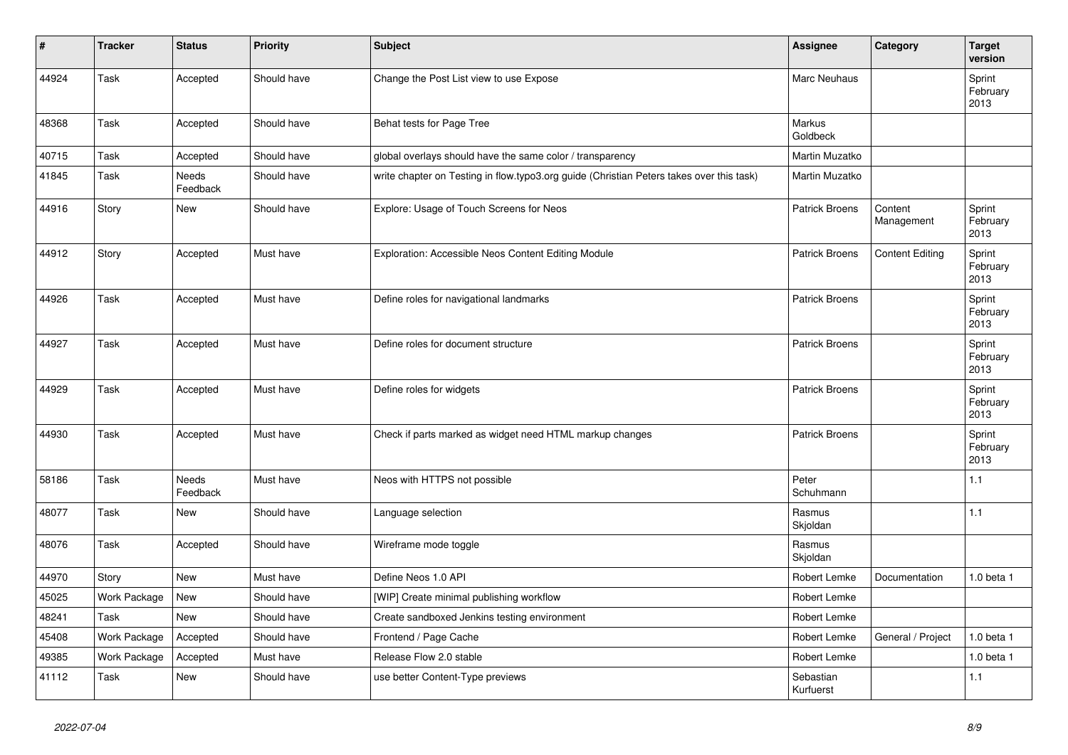| # | Tracker | Status | Priority | Subject | Assignee | Category | Target version |
|---|---|---|---|---|---|---|---|
| 44924 | Task | Accepted | Should have | Change the Post List view to use Expose | Marc Neuhaus | | Sprint February 2013 |
| 48368 | Task | Accepted | Should have | Behat tests for Page Tree | Markus Goldbeck | | |
| 40715 | Task | Accepted | Should have | global overlays should have the same color / transparency | Martin Muzatko | | |
| 41845 | Task | Needs Feedback | Should have | write chapter on Testing in flow.typo3.org guide (Christian Peters takes over this task) | Martin Muzatko | | |
| 44916 | Story | New | Should have | Explore: Usage of Touch Screens for Neos | Patrick Broens | Content Management | Sprint February 2013 |
| 44912 | Story | Accepted | Must have | Exploration: Accessible Neos Content Editing Module | Patrick Broens | Content Editing | Sprint February 2013 |
| 44926 | Task | Accepted | Must have | Define roles for navigational landmarks | Patrick Broens | | Sprint February 2013 |
| 44927 | Task | Accepted | Must have | Define roles for document structure | Patrick Broens | | Sprint February 2013 |
| 44929 | Task | Accepted | Must have | Define roles for widgets | Patrick Broens | | Sprint February 2013 |
| 44930 | Task | Accepted | Must have | Check if parts marked as widget need HTML markup changes | Patrick Broens | | Sprint February 2013 |
| 58186 | Task | Needs Feedback | Must have | Neos with HTTPS not possible | Peter Schuhmann | | 1.1 |
| 48077 | Task | New | Should have | Language selection | Rasmus Skjoldan | | 1.1 |
| 48076 | Task | Accepted | Should have | Wireframe mode toggle | Rasmus Skjoldan | | |
| 44970 | Story | New | Must have | Define Neos 1.0 API | Robert Lemke | Documentation | 1.0 beta 1 |
| 45025 | Work Package | New | Should have | [WIP] Create minimal publishing workflow | Robert Lemke | | |
| 48241 | Task | New | Should have | Create sandboxed Jenkins testing environment | Robert Lemke | | |
| 45408 | Work Package | Accepted | Should have | Frontend / Page Cache | Robert Lemke | General / Project | 1.0 beta 1 |
| 49385 | Work Package | Accepted | Must have | Release Flow 2.0 stable | Robert Lemke | | 1.0 beta 1 |
| 41112 | Task | New | Should have | use better Content-Type previews | Sebastian Kurfuerst | | 1.1 |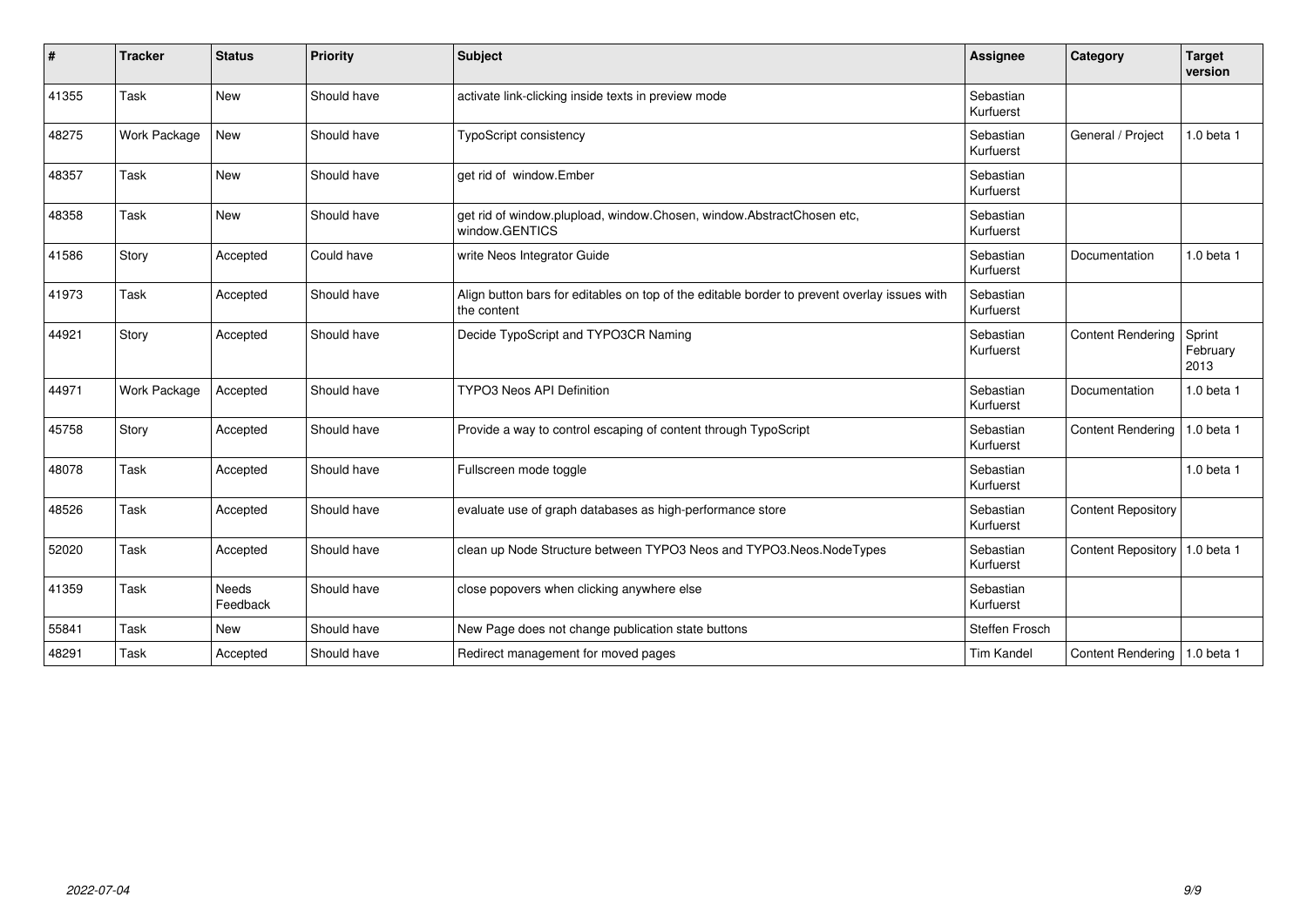| # | Tracker | Status | Priority | Subject | Assignee | Category | Target version |
|---|---|---|---|---|---|---|---|
| 41355 | Task | New | Should have | activate link-clicking inside texts in preview mode | Sebastian Kurfuerst | | |
| 48275 | Work Package | New | Should have | TypoScript consistency | Sebastian Kurfuerst | General / Project | 1.0 beta 1 |
| 48357 | Task | New | Should have | get rid of window.Ember | Sebastian Kurfuerst | | |
| 48358 | Task | New | Should have | get rid of window.plupload, window.Chosen, window.AbstractChosen etc, window.GENTICS | Sebastian Kurfuerst | | |
| 41586 | Story | Accepted | Could have | write Neos Integrator Guide | Sebastian Kurfuerst | Documentation | 1.0 beta 1 |
| 41973 | Task | Accepted | Should have | Align button bars for editables on top of the editable border to prevent overlay issues with the content | Sebastian Kurfuerst | | |
| 44921 | Story | Accepted | Should have | Decide TypoScript and TYPO3CR Naming | Sebastian Kurfuerst | Content Rendering | Sprint February 2013 |
| 44971 | Work Package | Accepted | Should have | TYPO3 Neos API Definition | Sebastian Kurfuerst | Documentation | 1.0 beta 1 |
| 45758 | Story | Accepted | Should have | Provide a way to control escaping of content through TypoScript | Sebastian Kurfuerst | Content Rendering | 1.0 beta 1 |
| 48078 | Task | Accepted | Should have | Fullscreen mode toggle | Sebastian Kurfuerst | | 1.0 beta 1 |
| 48526 | Task | Accepted | Should have | evaluate use of graph databases as high-performance store | Sebastian Kurfuerst | Content Repository | |
| 52020 | Task | Accepted | Should have | clean up Node Structure between TYPO3 Neos and TYPO3.Neos.NodeTypes | Sebastian Kurfuerst | Content Repository | 1.0 beta 1 |
| 41359 | Task | Needs Feedback | Should have | close popovers when clicking anywhere else | Sebastian Kurfuerst | | |
| 55841 | Task | New | Should have | New Page does not change publication state buttons | Steffen Frosch | | |
| 48291 | Task | Accepted | Should have | Redirect management for moved pages | Tim Kandel | Content Rendering | 1.0 beta 1 |